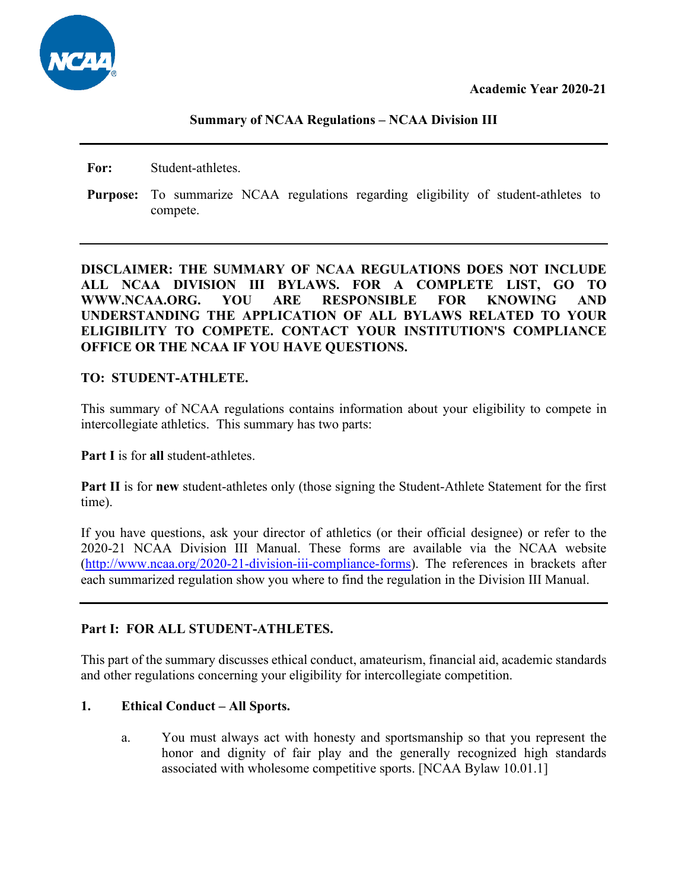Academic Year 2020-21

# Summary of NCAA Regulations – NCAA Division III

**For:** Student-athletes.

**Purpose:** To summarize NCAA regulations regarding eligibility of student-athletes to compete.

---

**DISCLAIMER: THE SUMMARY OF NCAA REGULATIONS DOES NOT INCLUDE ALL NCAA DIVISION III BYLAWS. FOR A COMPLETE LIST, GO TO WWW.NCAA.ORG. YOU ARE RESPONSIBLE FOR KNOWING AND UNDERSTANDING THE APPLICATION OF ALL BYLAWS RELATED TO YOUR ELIGIBILITY TO COMPETE. CONTACT YOUR INSTITUTION'S COMPLIANCE OFFICE OR THE NCAA IF YOU HAVE QUESTIONS.**

**TO: STUDENT-ATHLETE.**

This summary of NCAA regulations contains information about your eligibility to compete in intercollegiate athletics. This summary has two parts:

**Part I** is for **all** student-athletes.

**Part II** is for **new** student-athletes only (those signing the Student-Athlete Statement for the first time).

If you have questions, ask your director of athletics (or their official designee) or refer to the 2020-21 NCAA Division III Manual. These forms are available via the NCAA website (http://www.ncaa.org/2020-21-division-iii-compliance-forms). The references in brackets after each summarized regulation show you where to find the regulation in the Division III Manual.

---

## Part I: FOR ALL STUDENT-ATHLETES.

This part of the summary discusses ethical conduct, amateurism, financial aid, academic standards and other regulations concerning your eligibility for intercollegiate competition.

### 1. Ethical Conduct – All Sports.

a. You must always act with honesty and sportsmanship so that you represent the honor and dignity of fair play and the generally recognized high standards associated with wholesome competitive sports. [NCAA Bylaw 10.01.1]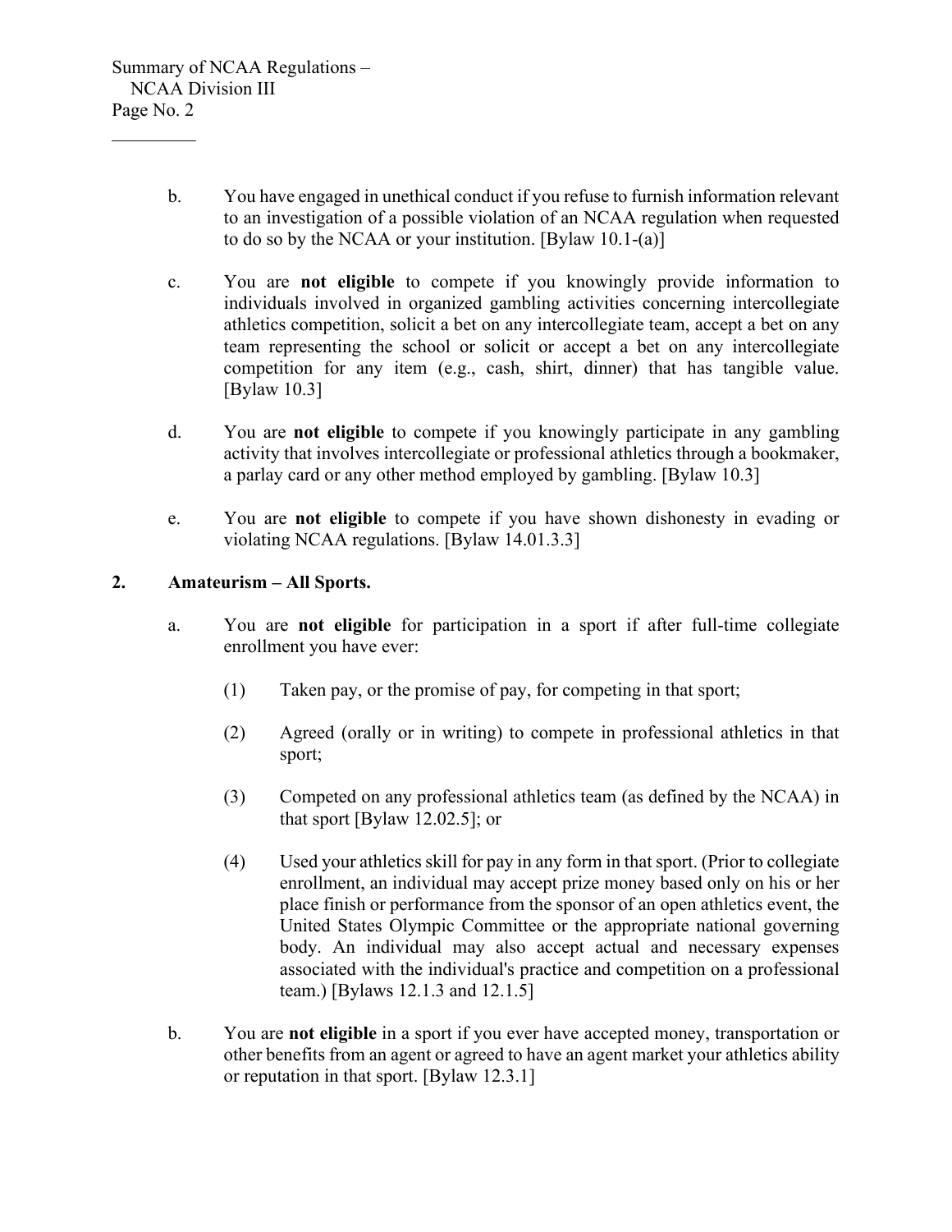b. You have engaged in unethical conduct if you refuse to furnish information relevant to an investigation of a possible violation of an NCAA regulation when requested to do so by the NCAA or your institution. [Bylaw 10.1-(a)]

c. You are **not eligible** to compete if you knowingly provide information to individuals involved in organized gambling activities concerning intercollegiate athletics competition, solicit a bet on any intercollegiate team, accept a bet on any team representing the school or solicit or accept a bet on any intercollegiate competition for any item (e.g., cash, shirt, dinner) that has tangible value. [Bylaw 10.3]

d. You are **not eligible** to compete if you knowingly participate in any gambling activity that involves intercollegiate or professional athletics through a bookmaker, a parlay card or any other method employed by gambling. [Bylaw 10.3]

e. You are **not eligible** to compete if you have shown dishonesty in evading or violating NCAA regulations. [Bylaw 14.01.3.3]

**2. Amateurism – All Sports.**

a. You are **not eligible** for participation in a sport if after full-time collegiate enrollment you have ever:

(1) Taken pay, or the promise of pay, for competing in that sport;

(2) Agreed (orally or in writing) to compete in professional athletics in that sport;

(3) Competed on any professional athletics team (as defined by the NCAA) in that sport [Bylaw 12.02.5]; or

(4) Used your athletics skill for pay in any form in that sport. (Prior to collegiate enrollment, an individual may accept prize money based only on his or her place finish or performance from the sponsor of an open athletics event, the United States Olympic Committee or the appropriate national governing body. An individual may also accept actual and necessary expenses associated with the individual's practice and competition on a professional team.) [Bylaws 12.1.3 and 12.1.5]

b. You are **not eligible** in a sport if you ever have accepted money, transportation or other benefits from an agent or agreed to have an agent market your athletics ability or reputation in that sport. [Bylaw 12.3.1]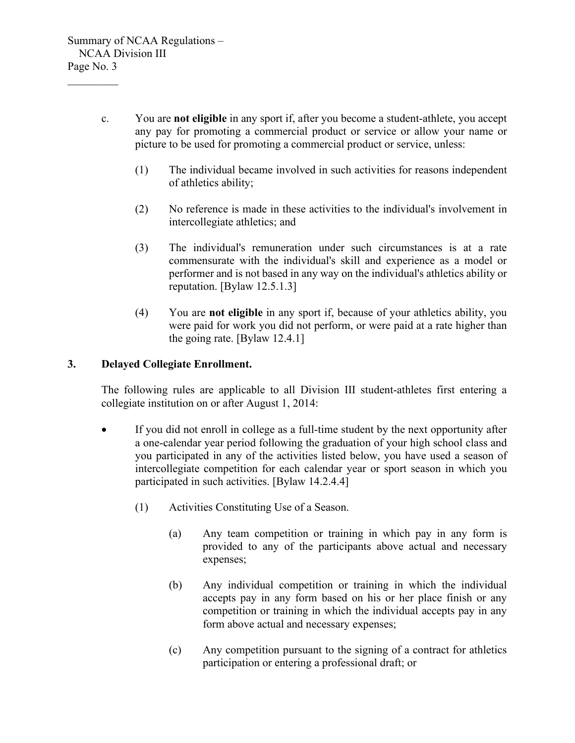c. You are **not eligible** in any sport if, after you become a student-athlete, you accept any pay for promoting a commercial product or service or allow your name or picture to be used for promoting a commercial product or service, unless:

   (1) The individual became involved in such activities for reasons independent of athletics ability;

   (2) No reference is made in these activities to the individual's involvement in intercollegiate athletics; and

   (3) The individual's remuneration under such circumstances is at a rate commensurate with the individual's skill and experience as a model or performer and is not based in any way on the individual's athletics ability or reputation. [Bylaw 12.5.1.3]

   (4) You are **not eligible** in any sport if, because of your athletics ability, you were paid for work you did not perform, or were paid at a rate higher than the going rate. [Bylaw 12.4.1]

**3. Delayed Collegiate Enrollment.**

The following rules are applicable to all Division III student-athletes first entering a collegiate institution on or after August 1, 2014:

- If you did not enroll in college as a full-time student by the next opportunity after a one-calendar year period following the graduation of your high school class and you participated in any of the activities listed below, you have used a season of intercollegiate competition for each calendar year or sport season in which you participated in such activities. [Bylaw 14.2.4.4]

  (1) Activities Constituting Use of a Season.

     (a) Any team competition or training in which pay in any form is provided to any of the participants above actual and necessary expenses;

     (b) Any individual competition or training in which the individual accepts pay in any form based on his or her place finish or any competition or training in which the individual accepts pay in any form above actual and necessary expenses;

     (c) Any competition pursuant to the signing of a contract for athletics participation or entering a professional draft; or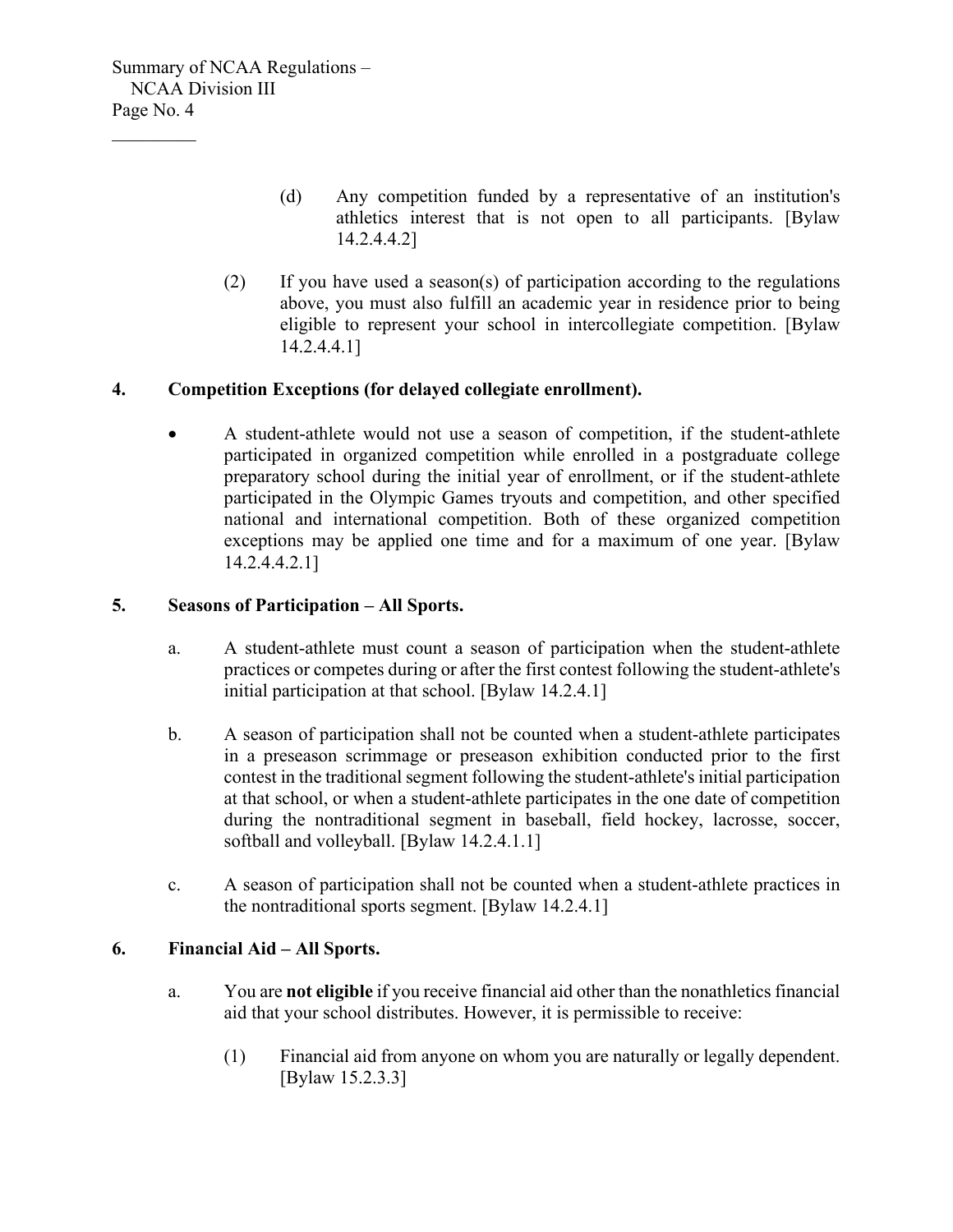(d) Any competition funded by a representative of an institution's athletics interest that is not open to all participants. [Bylaw 14.2.4.4.2]

(2) If you have used a season(s) of participation according to the regulations above, you must also fulfill an academic year in residence prior to being eligible to represent your school in intercollegiate competition. [Bylaw 14.2.4.4.1]

## 4. Competition Exceptions (for delayed collegiate enrollment).

- A student-athlete would not use a season of competition, if the student-athlete participated in organized competition while enrolled in a postgraduate college preparatory school during the initial year of enrollment, or if the student-athlete participated in the Olympic Games tryouts and competition, and other specified national and international competition. Both of these organized competition exceptions may be applied one time and for a maximum of one year. [Bylaw 14.2.4.4.2.1]

## 5. Seasons of Participation – All Sports.

a. A student-athlete must count a season of participation when the student-athlete practices or competes during or after the first contest following the student-athlete's initial participation at that school. [Bylaw 14.2.4.1]

b. A season of participation shall not be counted when a student-athlete participates in a preseason scrimmage or preseason exhibition conducted prior to the first contest in the traditional segment following the student-athlete's initial participation at that school, or when a student-athlete participates in the one date of competition during the nontraditional segment in baseball, field hockey, lacrosse, soccer, softball and volleyball. [Bylaw 14.2.4.1.1]

c. A season of participation shall not be counted when a student-athlete practices in the nontraditional sports segment. [Bylaw 14.2.4.1]

## 6. Financial Aid – All Sports.

a. You are **not eligible** if you receive financial aid other than the nonathletics financial aid that your school distributes. However, it is permissible to receive:

(1) Financial aid from anyone on whom you are naturally or legally dependent. [Bylaw 15.2.3.3]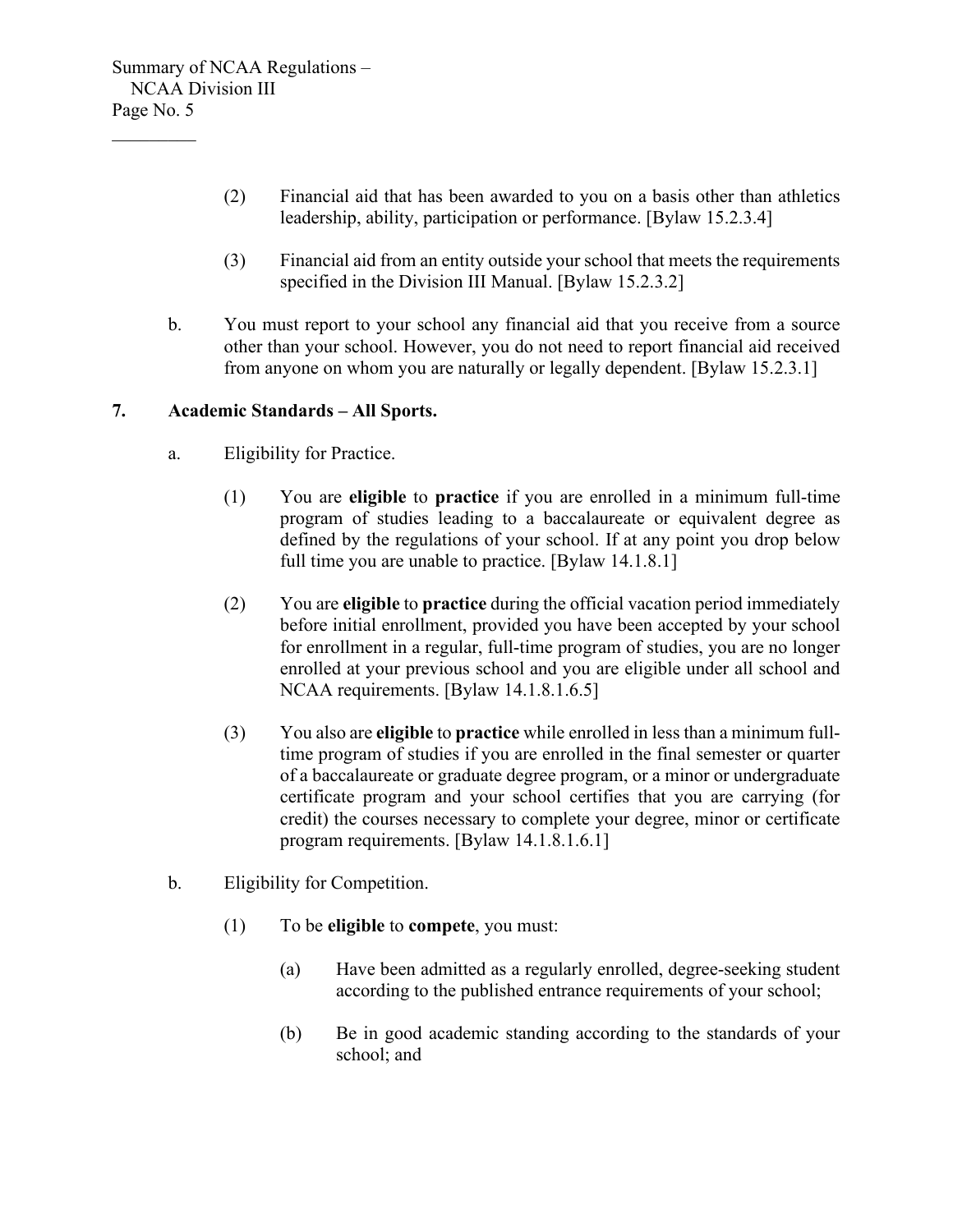(2) Financial aid that has been awarded to you on a basis other than athletics leadership, ability, participation or performance. [Bylaw 15.2.3.4]

(3) Financial aid from an entity outside your school that meets the requirements specified in the Division III Manual. [Bylaw 15.2.3.2]

b. You must report to your school any financial aid that you receive from a source other than your school. However, you do not need to report financial aid received from anyone on whom you are naturally or legally dependent. [Bylaw 15.2.3.1]

**7. Academic Standards – All Sports.**

a. Eligibility for Practice.

(1) You are **eligible** to **practice** if you are enrolled in a minimum full-time program of studies leading to a baccalaureate or equivalent degree as defined by the regulations of your school. If at any point you drop below full time you are unable to practice. [Bylaw 14.1.8.1]

(2) You are **eligible** to **practice** during the official vacation period immediately before initial enrollment, provided you have been accepted by your school for enrollment in a regular, full-time program of studies, you are no longer enrolled at your previous school and you are eligible under all school and NCAA requirements. [Bylaw 14.1.8.1.6.5]

(3) You also are **eligible** to **practice** while enrolled in less than a minimum full-time program of studies if you are enrolled in the final semester or quarter of a baccalaureate or graduate degree program, or a minor or undergraduate certificate program and your school certifies that you are carrying (for credit) the courses necessary to complete your degree, minor or certificate program requirements. [Bylaw 14.1.8.1.6.1]

b. Eligibility for Competition.

(1) To be **eligible** to **compete**, you must:

(a) Have been admitted as a regularly enrolled, degree-seeking student according to the published entrance requirements of your school;

(b) Be in good academic standing according to the standards of your school; and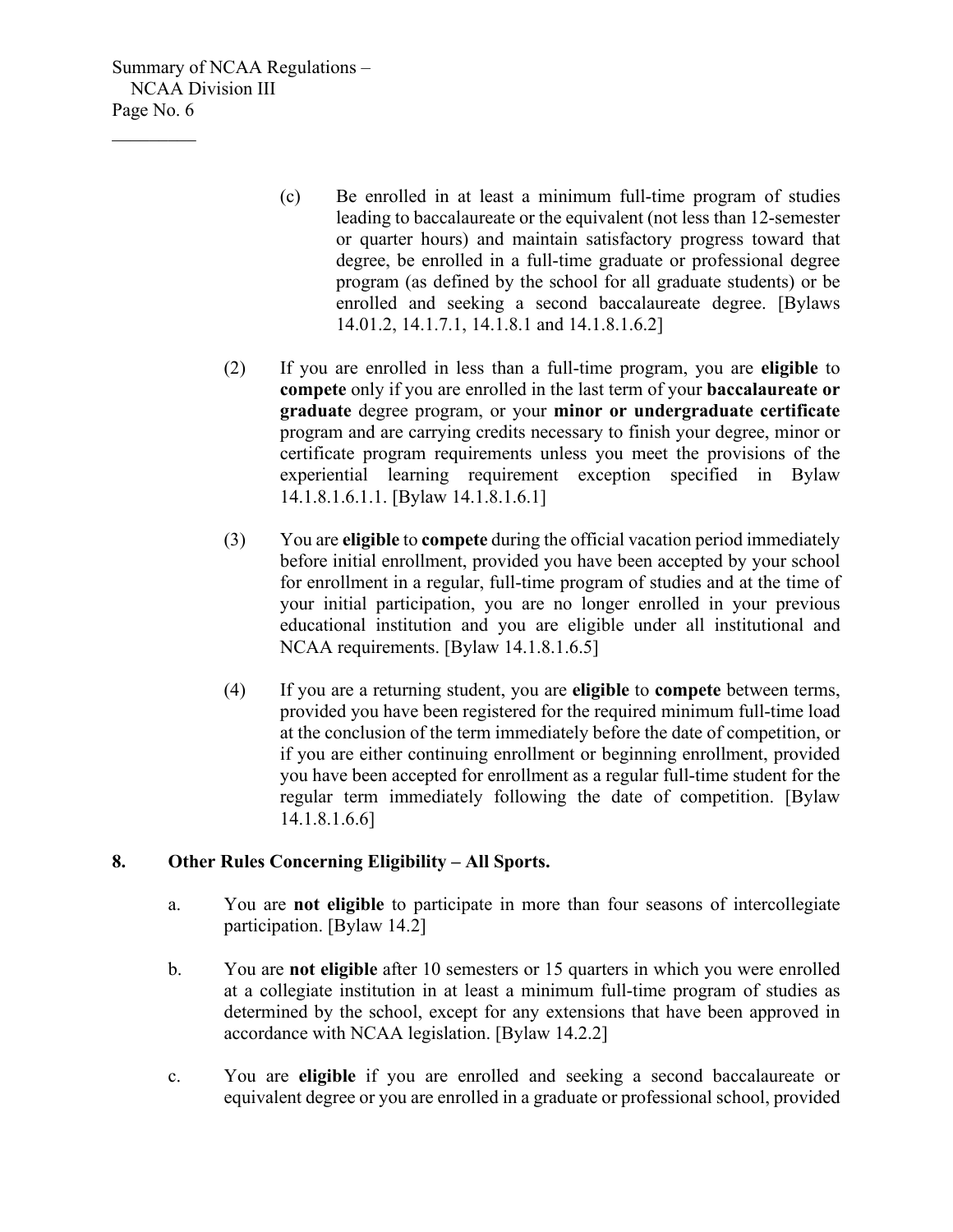(c) Be enrolled in at least a minimum full-time program of studies leading to baccalaureate or the equivalent (not less than 12-semester or quarter hours) and maintain satisfactory progress toward that degree, be enrolled in a full-time graduate or professional degree program (as defined by the school for all graduate students) or be enrolled and seeking a second baccalaureate degree. [Bylaws 14.01.2, 14.1.7.1, 14.1.8.1 and 14.1.8.1.6.2]

(2) If you are enrolled in less than a full-time program, you are **eligible** to **compete** only if you are enrolled in the last term of your **baccalaureate or graduate** degree program, or your **minor or undergraduate certificate** program and are carrying credits necessary to finish your degree, minor or certificate program requirements unless you meet the provisions of the experiential learning requirement exception specified in Bylaw 14.1.8.1.6.1.1. [Bylaw 14.1.8.1.6.1]

(3) You are **eligible** to **compete** during the official vacation period immediately before initial enrollment, provided you have been accepted by your school for enrollment in a regular, full-time program of studies and at the time of your initial participation, you are no longer enrolled in your previous educational institution and you are eligible under all institutional and NCAA requirements. [Bylaw 14.1.8.1.6.5]

(4) If you are a returning student, you are **eligible** to **compete** between terms, provided you have been registered for the required minimum full-time load at the conclusion of the term immediately before the date of competition, or if you are either continuing enrollment or beginning enrollment, provided you have been accepted for enrollment as a regular full-time student for the regular term immediately following the date of competition. [Bylaw 14.1.8.1.6.6]

**8. Other Rules Concerning Eligibility – All Sports.**

a. You are **not eligible** to participate in more than four seasons of intercollegiate participation. [Bylaw 14.2]

b. You are **not eligible** after 10 semesters or 15 quarters in which you were enrolled at a collegiate institution in at least a minimum full-time program of studies as determined by the school, except for any extensions that have been approved in accordance with NCAA legislation. [Bylaw 14.2.2]

c. You are **eligible** if you are enrolled and seeking a second baccalaureate or equivalent degree or you are enrolled in a graduate or professional school, provided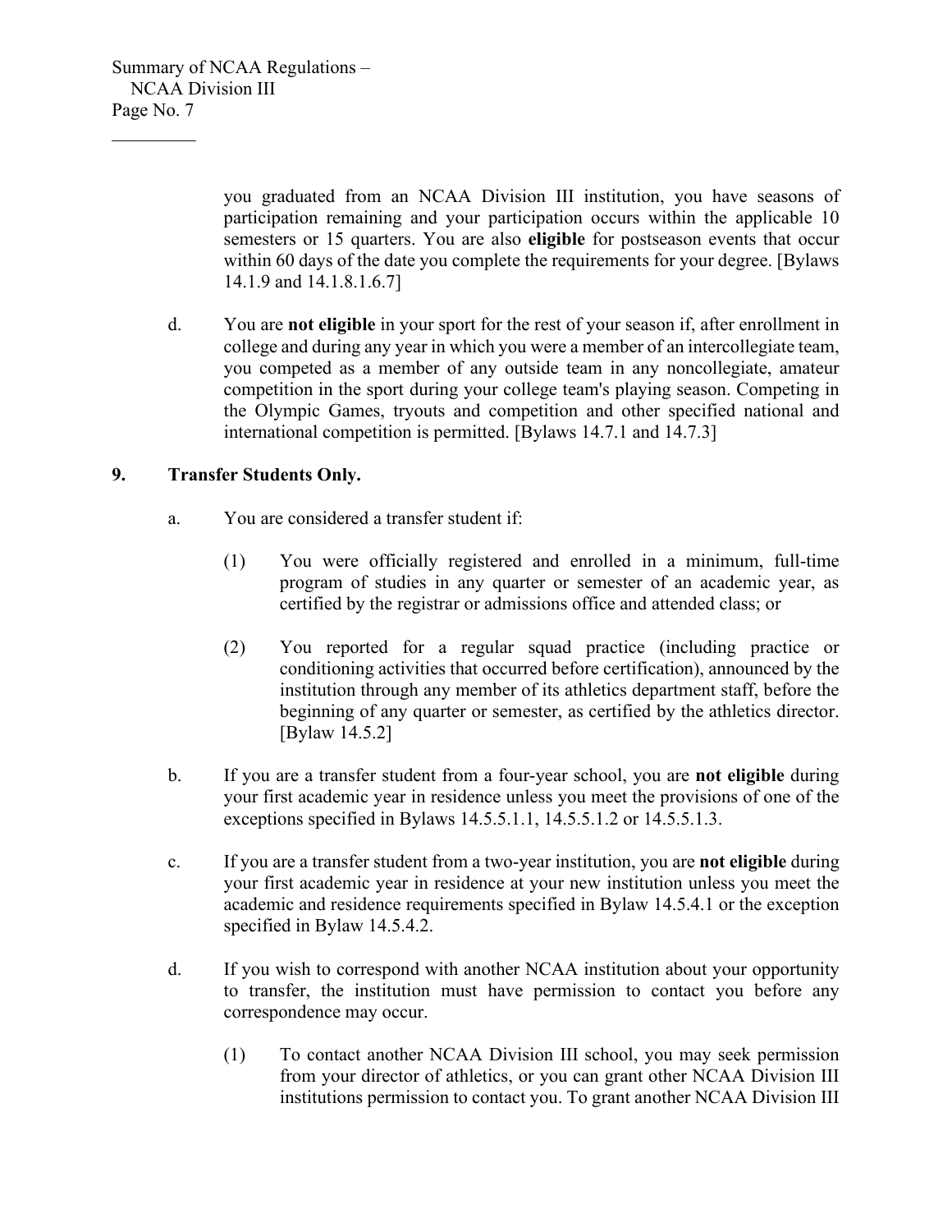you graduated from an NCAA Division III institution, you have seasons of participation remaining and your participation occurs within the applicable 10 semesters or 15 quarters. You are also **eligible** for postseason events that occur within 60 days of the date you complete the requirements for your degree. [Bylaws 14.1.9 and 14.1.8.1.6.7]

d. You are **not eligible** in your sport for the rest of your season if, after enrollment in college and during any year in which you were a member of an intercollegiate team, you competed as a member of any outside team in any noncollegiate, amateur competition in the sport during your college team's playing season. Competing in the Olympic Games, tryouts and competition and other specified national and international competition is permitted. [Bylaws 14.7.1 and 14.7.3]

## 9. Transfer Students Only.

a. You are considered a transfer student if:

(1) You were officially registered and enrolled in a minimum, full-time program of studies in any quarter or semester of an academic year, as certified by the registrar or admissions office and attended class; or

(2) You reported for a regular squad practice (including practice or conditioning activities that occurred before certification), announced by the institution through any member of its athletics department staff, before the beginning of any quarter or semester, as certified by the athletics director. [Bylaw 14.5.2]

b. If you are a transfer student from a four-year school, you are **not eligible** during your first academic year in residence unless you meet the provisions of one of the exceptions specified in Bylaws 14.5.5.1.1, 14.5.5.1.2 or 14.5.5.1.3.

c. If you are a transfer student from a two-year institution, you are **not eligible** during your first academic year in residence at your new institution unless you meet the academic and residence requirements specified in Bylaw 14.5.4.1 or the exception specified in Bylaw 14.5.4.2.

d. If you wish to correspond with another NCAA institution about your opportunity to transfer, the institution must have permission to contact you before any correspondence may occur.

(1) To contact another NCAA Division III school, you may seek permission from your director of athletics, or you can grant other NCAA Division III institutions permission to contact you. To grant another NCAA Division III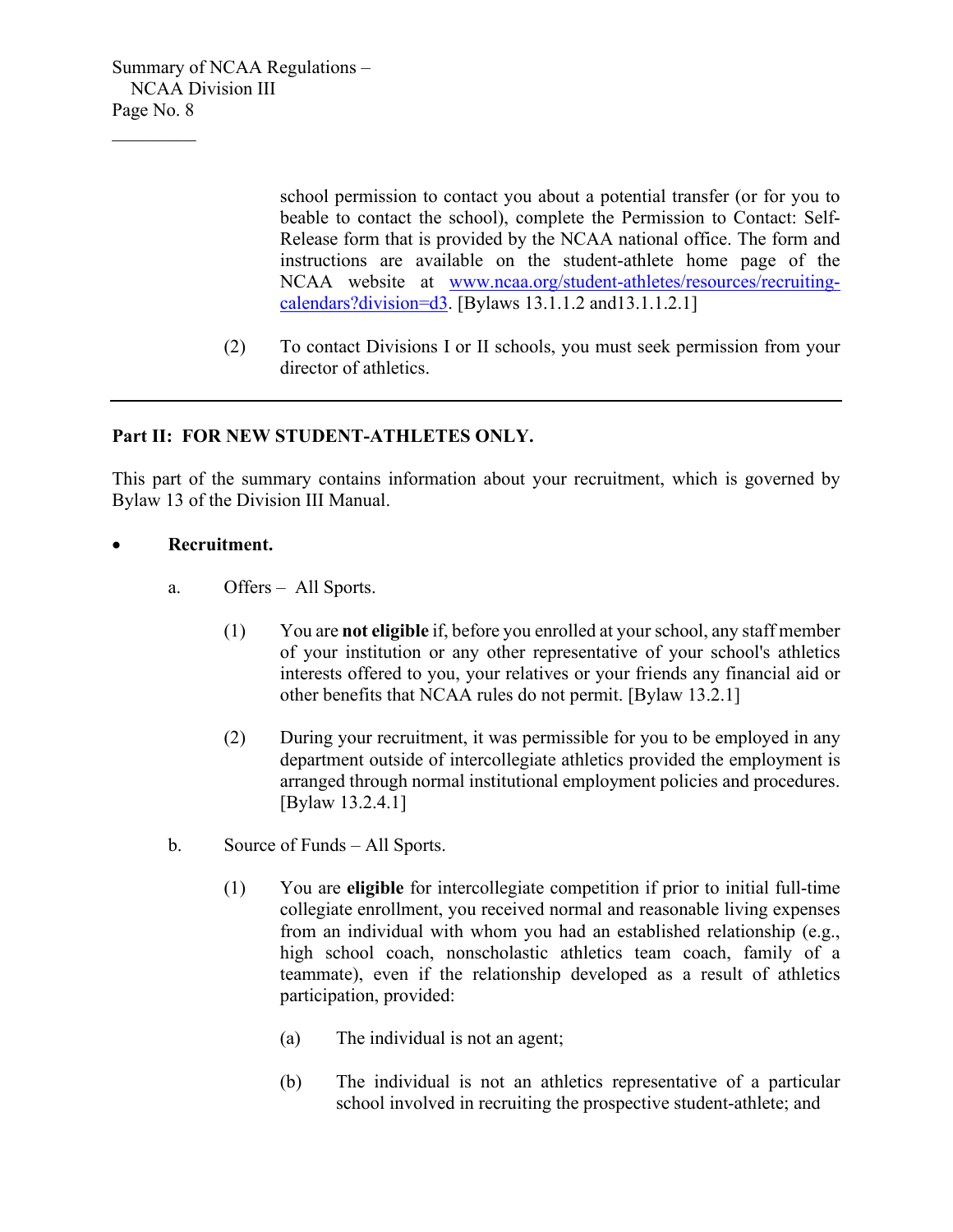school permission to contact you about a potential transfer (or for you to beable to contact the school), complete the Permission to Contact: Self-Release form that is provided by the NCAA national office. The form and instructions are available on the student-athlete home page of the NCAA website at [www.ncaa.org/student-athletes/resources/recruiting-calendars?division=d3](www.ncaa.org/student-athletes/resources/recruiting-calendars?division=d3). [Bylaws 13.1.1.2 and13.1.1.2.1]

(2) To contact Divisions I or II schools, you must seek permission from your director of athletics.

---

**Part II: FOR NEW STUDENT-ATHLETES ONLY.**

This part of the summary contains information about your recruitment, which is governed by Bylaw 13 of the Division III Manual.

- **Recruitment.**

  a. Offers – All Sports.

  (1) You are **not eligible** if, before you enrolled at your school, any staff member of your institution or any other representative of your school's athletics interests offered to you, your relatives or your friends any financial aid or other benefits that NCAA rules do not permit. [Bylaw 13.2.1]

  (2) During your recruitment, it was permissible for you to be employed in any department outside of intercollegiate athletics provided the employment is arranged through normal institutional employment policies and procedures. [Bylaw 13.2.4.1]

  b. Source of Funds – All Sports.

  (1) You are **eligible** for intercollegiate competition if prior to initial full-time collegiate enrollment, you received normal and reasonable living expenses from an individual with whom you had an established relationship (e.g., high school coach, nonscholastic athletics team coach, family of a teammate), even if the relationship developed as a result of athletics participation, provided:

  (a) The individual is not an agent;

  (b) The individual is not an athletics representative of a particular school involved in recruiting the prospective student-athlete; and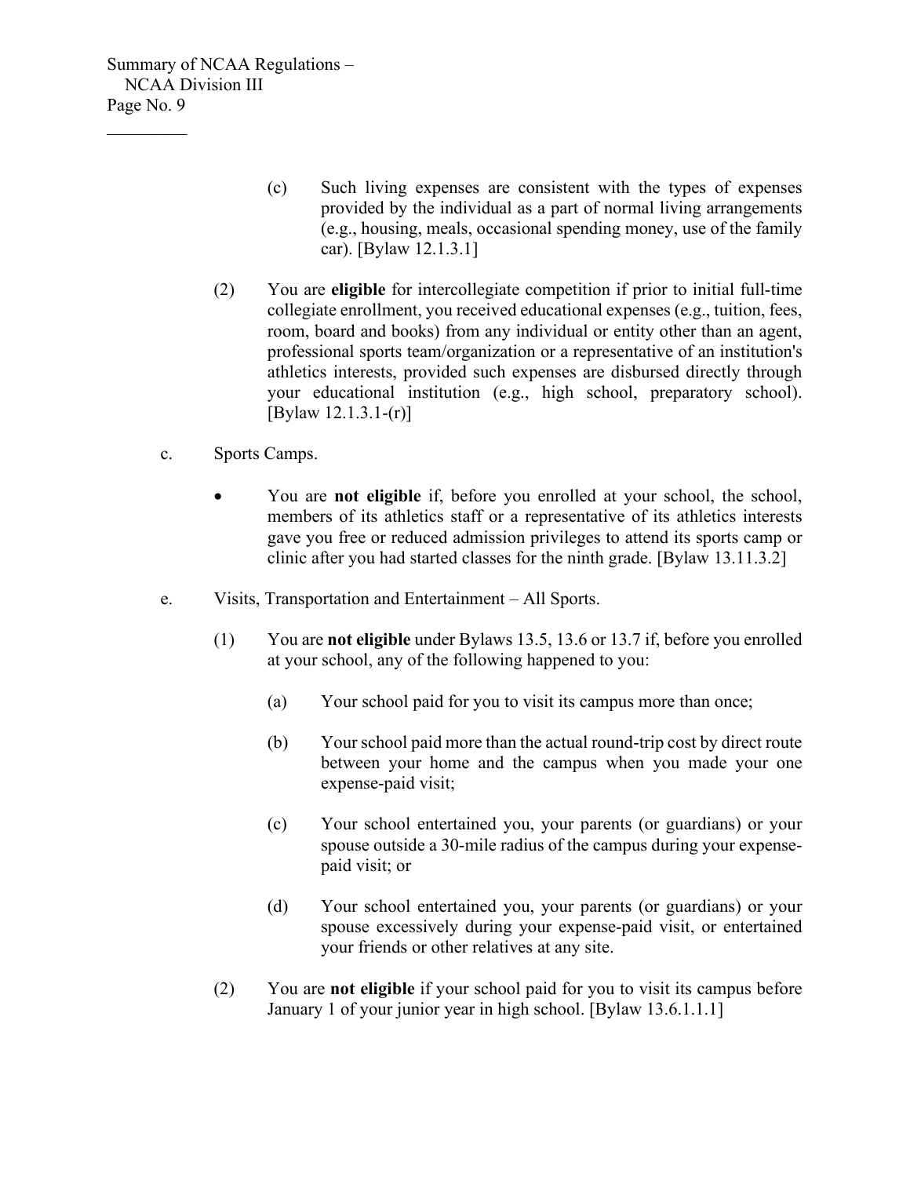(c) Such living expenses are consistent with the types of expenses provided by the individual as a part of normal living arrangements (e.g., housing, meals, occasional spending money, use of the family car). [Bylaw 12.1.3.1]

(2) You are **eligible** for intercollegiate competition if prior to initial full-time collegiate enrollment, you received educational expenses (e.g., tuition, fees, room, board and books) from any individual or entity other than an agent, professional sports team/organization or a representative of an institution's athletics interests, provided such expenses are disbursed directly through your educational institution (e.g., high school, preparatory school). [Bylaw 12.1.3.1-(r)]

c. Sports Camps.

- You are **not eligible** if, before you enrolled at your school, the school, members of its athletics staff or a representative of its athletics interests gave you free or reduced admission privileges to attend its sports camp or clinic after you had started classes for the ninth grade. [Bylaw 13.11.3.2]

e. Visits, Transportation and Entertainment – All Sports.

(1) You are **not eligible** under Bylaws 13.5, 13.6 or 13.7 if, before you enrolled at your school, any of the following happened to you:

(a) Your school paid for you to visit its campus more than once;

(b) Your school paid more than the actual round-trip cost by direct route between your home and the campus when you made your one expense-paid visit;

(c) Your school entertained you, your parents (or guardians) or your spouse outside a 30-mile radius of the campus during your expense-paid visit; or

(d) Your school entertained you, your parents (or guardians) or your spouse excessively during your expense-paid visit, or entertained your friends or other relatives at any site.

(2) You are **not eligible** if your school paid for you to visit its campus before January 1 of your junior year in high school. [Bylaw 13.6.1.1.1]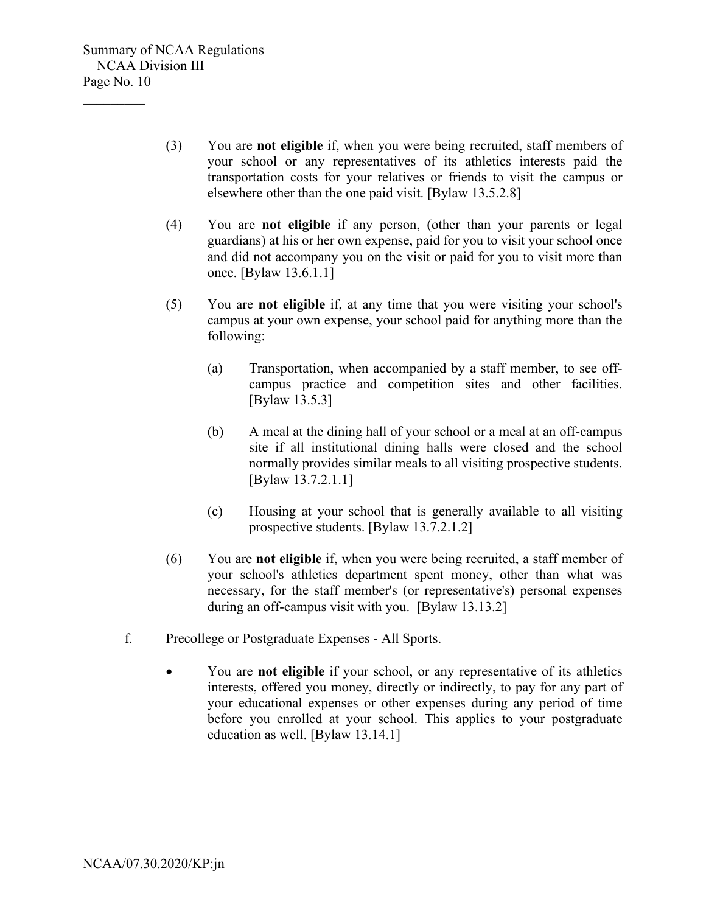(3) You are **not eligible** if, when you were being recruited, staff members of your school or any representatives of its athletics interests paid the transportation costs for your relatives or friends to visit the campus or elsewhere other than the one paid visit. [Bylaw 13.5.2.8]

(4) You are **not eligible** if any person, (other than your parents or legal guardians) at his or her own expense, paid for you to visit your school once and did not accompany you on the visit or paid for you to visit more than once. [Bylaw 13.6.1.1]

(5) You are **not eligible** if, at any time that you were visiting your school's campus at your own expense, your school paid for anything more than the following:

   (a) Transportation, when accompanied by a staff member, to see off-campus practice and competition sites and other facilities. [Bylaw 13.5.3]

   (b) A meal at the dining hall of your school or a meal at an off-campus site if all institutional dining halls were closed and the school normally provides similar meals to all visiting prospective students. [Bylaw 13.7.2.1.1]

   (c) Housing at your school that is generally available to all visiting prospective students. [Bylaw 13.7.2.1.2]

(6) You are **not eligible** if, when you were being recruited, a staff member of your school's athletics department spent money, other than what was necessary, for the staff member's (or representative's) personal expenses during an off-campus visit with you. [Bylaw 13.13.2]

f. Precollege or Postgraduate Expenses - All Sports.

- You are **not eligible** if your school, or any representative of its athletics interests, offered you money, directly or indirectly, to pay for any part of your educational expenses or other expenses during any period of time before you enrolled at your school. This applies to your postgraduate education as well. [Bylaw 13.14.1]

NCAA/07.30.2020/KP:jn